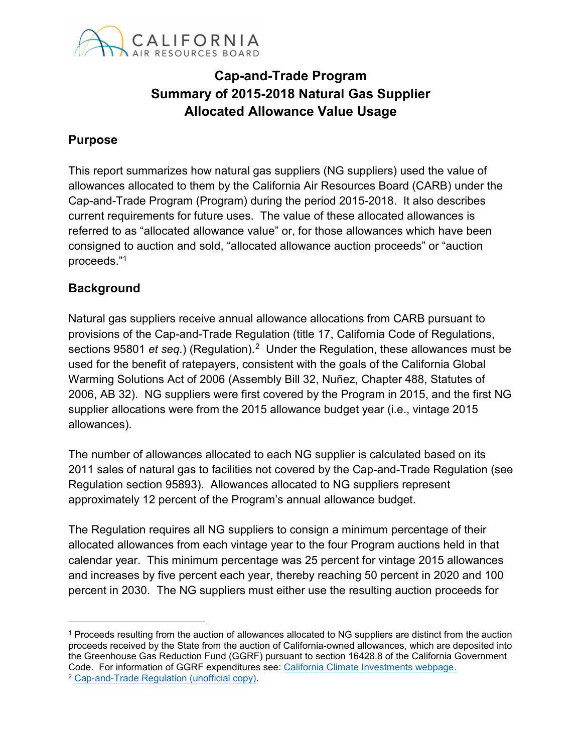# Cap-and-Trade Program
# Summary of 2015-2018 Natural Gas Supplier Allocated Allowance Value Usage

## Purpose

This report summarizes how natural gas suppliers (NG suppliers) used the value of allowances allocated to them by the California Air Resources Board (CARB) under the Cap-and-Trade Program (Program) during the period 2015-2018. It also describes current requirements for future uses. The value of these allocated allowances is referred to as "allocated allowance value" or, for those allowances which have been consigned to auction and sold, "allocated allowance auction proceeds" or "auction proceeds."[1]

## Background

Natural gas suppliers receive annual allowance allocations from CARB pursuant to provisions of the Cap-and-Trade Regulation (title 17, California Code of Regulations, sections 95801 *et seq.*) (Regulation).[2] Under the Regulation, these allowances must be used for the benefit of ratepayers, consistent with the goals of the California Global Warming Solutions Act of 2006 (Assembly Bill 32, Nuñez, Chapter 488, Statutes of 2006, AB 32). NG suppliers were first covered by the Program in 2015, and the first NG supplier allocations were from the 2015 allowance budget year (i.e., vintage 2015 allowances).

The number of allowances allocated to each NG supplier is calculated based on its 2011 sales of natural gas to facilities not covered by the Cap-and-Trade Regulation (see Regulation section 95893). Allowances allocated to NG suppliers represent approximately 12 percent of the Program's annual allowance budget.

The Regulation requires all NG suppliers to consign a minimum percentage of their allocated allowances from each vintage year to the four Program auctions held in that calendar year. This minimum percentage was 25 percent for vintage 2015 allowances and increases by five percent each year, thereby reaching 50 percent in 2020 and 100 percent in 2030. The NG suppliers must either use the resulting auction proceeds for

---

[1] Proceeds resulting from the auction of allowances allocated to NG suppliers are distinct from the auction proceeds received by the State from the auction of California-owned allowances, which are deposited into the Greenhouse Gas Reduction Fund (GGRF) pursuant to section 16428.8 of the California Government Code. For information of GGRF expenditures see: California Climate Investments webpage.

[2] Cap-and-Trade Regulation (unofficial copy).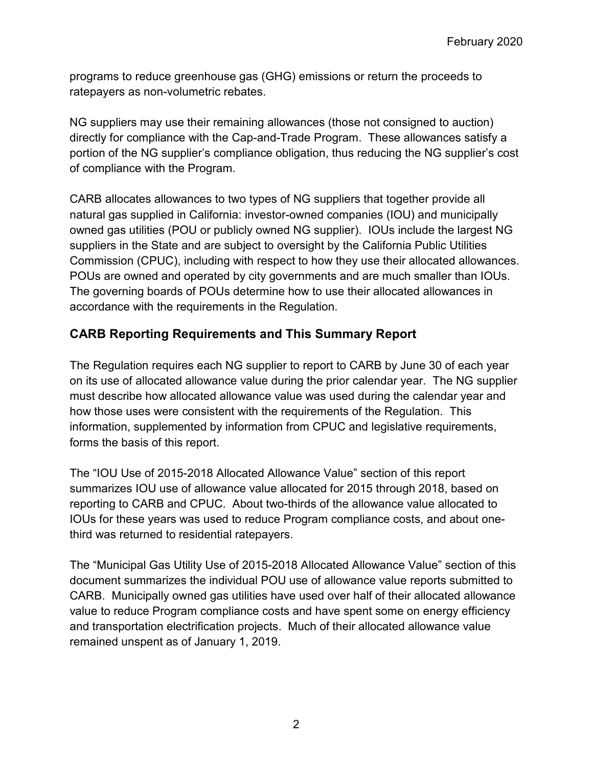programs to reduce greenhouse gas (GHG) emissions or return the proceeds to ratepayers as non-volumetric rebates.

NG suppliers may use their remaining allowances (those not consigned to auction) directly for compliance with the Cap-and-Trade Program. These allowances satisfy a portion of the NG supplier's compliance obligation, thus reducing the NG supplier's cost of compliance with the Program.

CARB allocates allowances to two types of NG suppliers that together provide all natural gas supplied in California: investor-owned companies (IOU) and municipally owned gas utilities (POU or publicly owned NG supplier). IOUs include the largest NG suppliers in the State and are subject to oversight by the California Public Utilities Commission (CPUC), including with respect to how they use their allocated allowances. POUs are owned and operated by city governments and are much smaller than IOUs. The governing boards of POUs determine how to use their allocated allowances in accordance with the requirements in the Regulation.

## CARB Reporting Requirements and This Summary Report

The Regulation requires each NG supplier to report to CARB by June 30 of each year on its use of allocated allowance value during the prior calendar year. The NG supplier must describe how allocated allowance value was used during the calendar year and how those uses were consistent with the requirements of the Regulation. This information, supplemented by information from CPUC and legislative requirements, forms the basis of this report.

The "IOU Use of 2015-2018 Allocated Allowance Value" section of this report summarizes IOU use of allowance value allocated for 2015 through 2018, based on reporting to CARB and CPUC. About two-thirds of the allowance value allocated to IOUs for these years was used to reduce Program compliance costs, and about one-third was returned to residential ratepayers.

The "Municipal Gas Utility Use of 2015-2018 Allocated Allowance Value" section of this document summarizes the individual POU use of allowance value reports submitted to CARB. Municipally owned gas utilities have used over half of their allocated allowance value to reduce Program compliance costs and have spent some on energy efficiency and transportation electrification projects. Much of their allocated allowance value remained unspent as of January 1, 2019.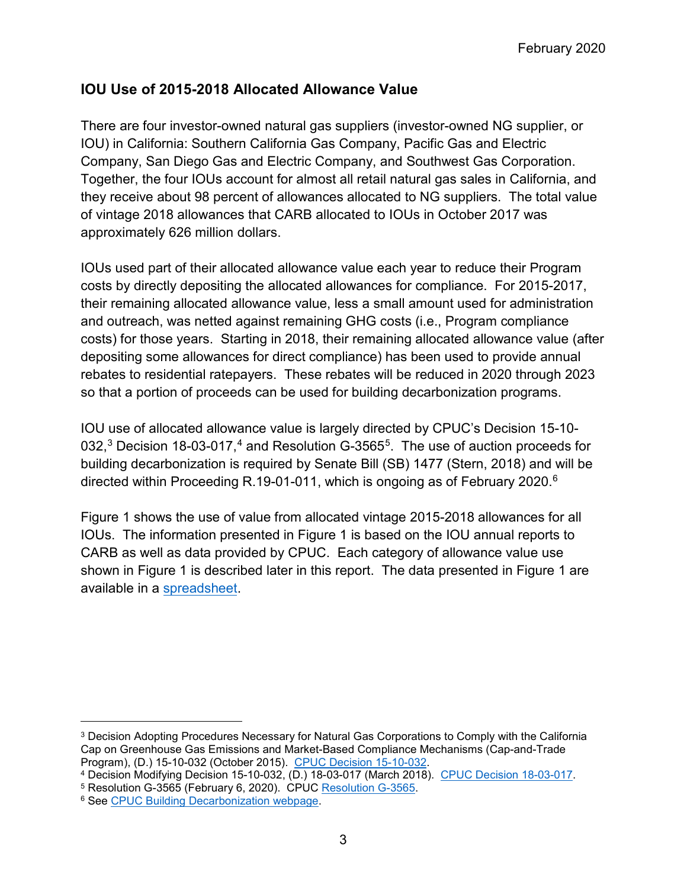## IOU Use of 2015-2018 Allocated Allowance Value

There are four investor-owned natural gas suppliers (investor-owned NG supplier, or IOU) in California: Southern California Gas Company, Pacific Gas and Electric Company, San Diego Gas and Electric Company, and Southwest Gas Corporation. Together, the four IOUs account for almost all retail natural gas sales in California, and they receive about 98 percent of allowances allocated to NG suppliers. The total value of vintage 2018 allowances that CARB allocated to IOUs in October 2017 was approximately 626 million dollars.

IOUs used part of their allocated allowance value each year to reduce their Program costs by directly depositing the allocated allowances for compliance. For 2015-2017, their remaining allocated allowance value, less a small amount used for administration and outreach, was netted against remaining GHG costs (i.e., Program compliance costs) for those years. Starting in 2018, their remaining allocated allowance value (after depositing some allowances for direct compliance) has been used to provide annual rebates to residential ratepayers. These rebates will be reduced in 2020 through 2023 so that a portion of proceeds can be used for building decarbonization programs.

IOU use of allocated allowance value is largely directed by CPUC's Decision 15-10-032,[3] Decision 18-03-017,[4] and Resolution G-3565[5]. The use of auction proceeds for building decarbonization is required by Senate Bill (SB) 1477 (Stern, 2018) and will be directed within Proceeding R.19-01-011, which is ongoing as of February 2020.[6]

Figure 1 shows the use of value from allocated vintage 2015-2018 allowances for all IOUs. The information presented in Figure 1 is based on the IOU annual reports to CARB as well as data provided by CPUC. Each category of allowance value use shown in Figure 1 is described later in this report. The data presented in Figure 1 are available in a spreadsheet.

---

[3] Decision Adopting Procedures Necessary for Natural Gas Corporations to Comply with the California Cap on Greenhouse Gas Emissions and Market-Based Compliance Mechanisms (Cap-and-Trade Program), (D.) 15-10-032 (October 2015). CPUC Decision 15-10-032.

[4] Decision Modifying Decision 15-10-032, (D.) 18-03-017 (March 2018). CPUC Decision 18-03-017.

[5] Resolution G-3565 (February 6, 2020). CPUC Resolution G-3565.

[6] See CPUC Building Decarbonization webpage.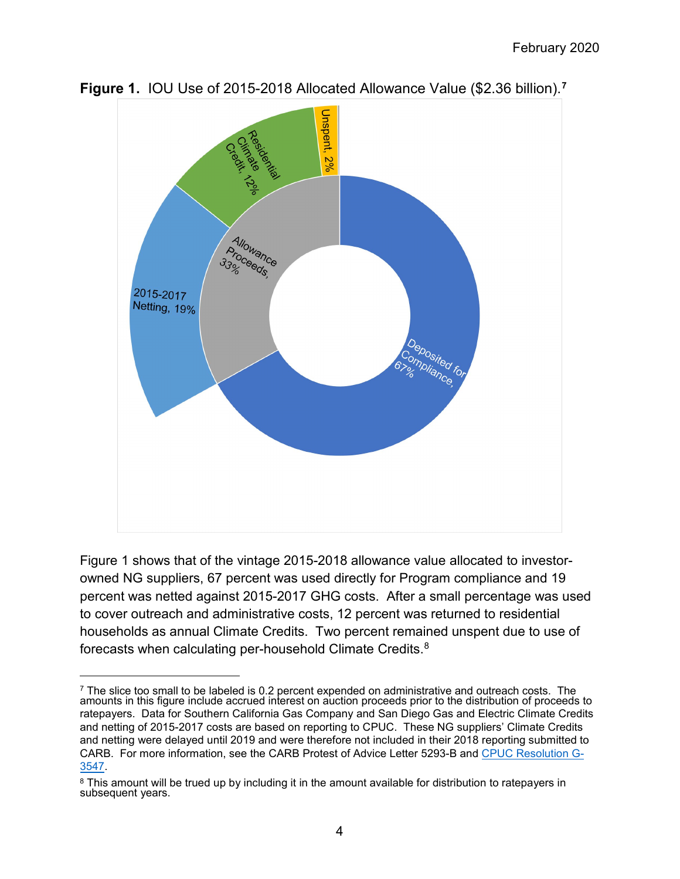**Figure 1.** IOU Use of 2015-2018 Allocated Allowance Value ($2.36 billion).[7]

Deposited for Compliance, 67%

Allowance Proceeds, 33%

2015-2017 Netting, 19%

Residential Climate Credit, 12%

Unspent, 2%

Figure 1 shows that of the vintage 2015-2018 allowance value allocated to investor-owned NG suppliers, 67 percent was used directly for Program compliance and 19 percent was netted against 2015-2017 GHG costs. After a small percentage was used to cover outreach and administrative costs, 12 percent was returned to residential households as annual Climate Credits. Two percent remained unspent due to use of forecasts when calculating per-household Climate Credits.[8]

---

[7] The slice too small to be labeled is 0.2 percent expended on administrative and outreach costs. The amounts in this figure include accrued interest on auction proceeds prior to the distribution of proceeds to ratepayers. Data for Southern California Gas Company and San Diego Gas and Electric Climate Credits and netting of 2015-2017 costs are based on reporting to CPUC. These NG suppliers' Climate Credits and netting were delayed until 2019 and were therefore not included in their 2018 reporting submitted to CARB. For more information, see the CARB Protest of Advice Letter 5293-B and [CPUC Resolution G-3547](#).

[8] This amount will be trued up by including it in the amount available for distribution to ratepayers in subsequent years.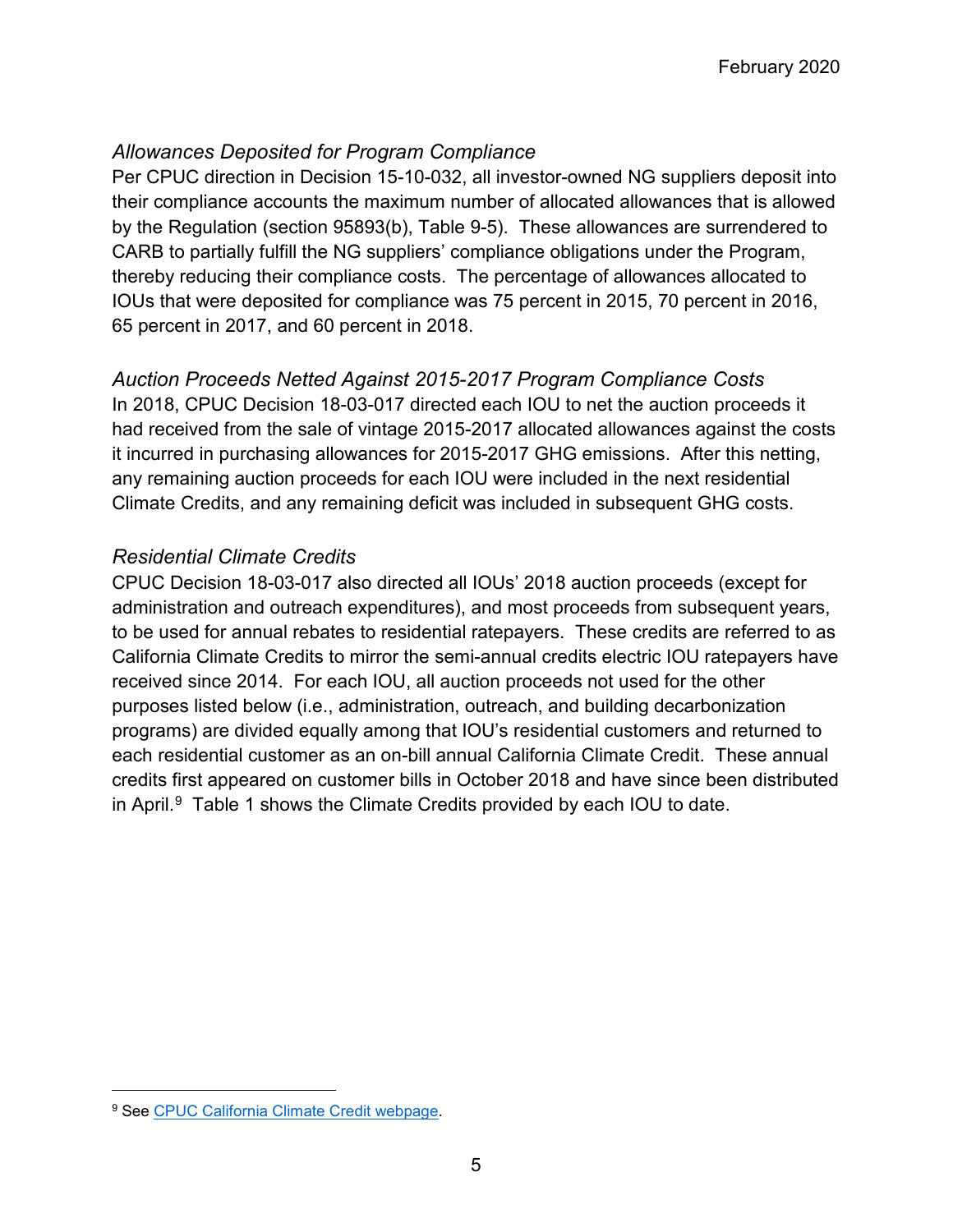*Allowances Deposited for Program Compliance*

Per CPUC direction in Decision 15-10-032, all investor-owned NG suppliers deposit into their compliance accounts the maximum number of allocated allowances that is allowed by the Regulation (section 95893(b), Table 9-5). These allowances are surrendered to CARB to partially fulfill the NG suppliers' compliance obligations under the Program, thereby reducing their compliance costs. The percentage of allowances allocated to IOUs that were deposited for compliance was 75 percent in 2015, 70 percent in 2016, 65 percent in 2017, and 60 percent in 2018.

*Auction Proceeds Netted Against 2015-2017 Program Compliance Costs*

In 2018, CPUC Decision 18-03-017 directed each IOU to net the auction proceeds it had received from the sale of vintage 2015-2017 allocated allowances against the costs it incurred in purchasing allowances for 2015-2017 GHG emissions. After this netting, any remaining auction proceeds for each IOU were included in the next residential Climate Credits, and any remaining deficit was included in subsequent GHG costs.

*Residential Climate Credits*

CPUC Decision 18-03-017 also directed all IOUs' 2018 auction proceeds (except for administration and outreach expenditures), and most proceeds from subsequent years, to be used for annual rebates to residential ratepayers. These credits are referred to as California Climate Credits to mirror the semi-annual credits electric IOU ratepayers have received since 2014. For each IOU, all auction proceeds not used for the other purposes listed below (i.e., administration, outreach, and building decarbonization programs) are divided equally among that IOU's residential customers and returned to each residential customer as an on-bill annual California Climate Credit. These annual credits first appeared on customer bills in October 2018 and have since been distributed in April.[9] Table 1 shows the Climate Credits provided by each IOU to date.

[9] See CPUC California Climate Credit webpage.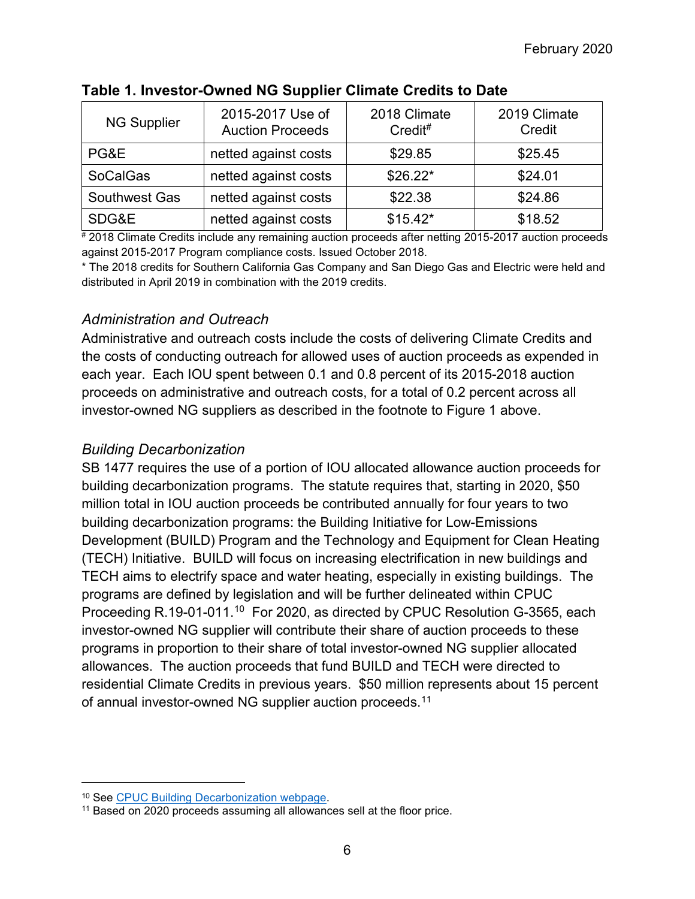**Table 1. Investor-Owned NG Supplier Climate Credits to Date**

| NG Supplier | 2015-2017 Use of Auction Proceeds | 2018 Climate Credit# | 2019 Climate Credit |
|---|---|---|---|
| PG&E | netted against costs | $29.85 | $25.45 |
| SoCalGas | netted against costs | $26.22* | $24.01 |
| Southwest Gas | netted against costs | $22.38 | $24.86 |
| SDG&E | netted against costs | $15.42* | $18.52 |

# 2018 Climate Credits include any remaining auction proceeds after netting 2015-2017 auction proceeds against 2015-2017 Program compliance costs. Issued October 2018.

* The 2018 credits for Southern California Gas Company and San Diego Gas and Electric were held and distributed in April 2019 in combination with the 2019 credits.

### *Administration and Outreach*

Administrative and outreach costs include the costs of delivering Climate Credits and the costs of conducting outreach for allowed uses of auction proceeds as expended in each year. Each IOU spent between 0.1 and 0.8 percent of its 2015-2018 auction proceeds on administrative and outreach costs, for a total of 0.2 percent across all investor-owned NG suppliers as described in the footnote to Figure 1 above.

### *Building Decarbonization*

SB 1477 requires the use of a portion of IOU allocated allowance auction proceeds for building decarbonization programs. The statute requires that, starting in 2020, $50 million total in IOU auction proceeds be contributed annually for four years to two building decarbonization programs: the Building Initiative for Low-Emissions Development (BUILD) Program and the Technology and Equipment for Clean Heating (TECH) Initiative. BUILD will focus on increasing electrification in new buildings and TECH aims to electrify space and water heating, especially in existing buildings. The programs are defined by legislation and will be further delineated within CPUC Proceeding R.19-01-011.[10] For 2020, as directed by CPUC Resolution G-3565, each investor-owned NG supplier will contribute their share of auction proceeds to these programs in proportion to their share of total investor-owned NG supplier allocated allowances. The auction proceeds that fund BUILD and TECH were directed to residential Climate Credits in previous years. $50 million represents about 15 percent of annual investor-owned NG supplier auction proceeds.[11]

---

[10] See [CPUC Building Decarbonization webpage](#).

[11] Based on 2020 proceeds assuming all allowances sell at the floor price.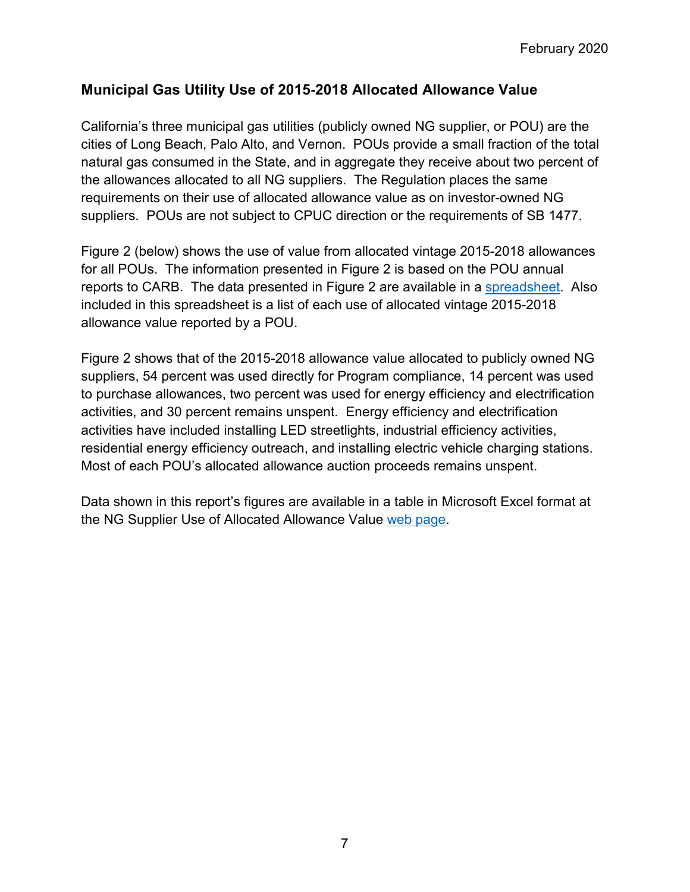## Municipal Gas Utility Use of 2015-2018 Allocated Allowance Value

California's three municipal gas utilities (publicly owned NG supplier, or POU) are the cities of Long Beach, Palo Alto, and Vernon. POUs provide a small fraction of the total natural gas consumed in the State, and in aggregate they receive about two percent of the allowances allocated to all NG suppliers. The Regulation places the same requirements on their use of allocated allowance value as on investor-owned NG suppliers. POUs are not subject to CPUC direction or the requirements of SB 1477.

Figure 2 (below) shows the use of value from allocated vintage 2015-2018 allowances for all POUs. The information presented in Figure 2 is based on the POU annual reports to CARB. The data presented in Figure 2 are available in a spreadsheet. Also included in this spreadsheet is a list of each use of allocated vintage 2015-2018 allowance value reported by a POU.

Figure 2 shows that of the 2015-2018 allowance value allocated to publicly owned NG suppliers, 54 percent was used directly for Program compliance, 14 percent was used to purchase allowances, two percent was used for energy efficiency and electrification activities, and 30 percent remains unspent. Energy efficiency and electrification activities have included installing LED streetlights, industrial efficiency activities, residential energy efficiency outreach, and installing electric vehicle charging stations. Most of each POU's allocated allowance auction proceeds remains unspent.

Data shown in this report's figures are available in a table in Microsoft Excel format at the NG Supplier Use of Allocated Allowance Value web page.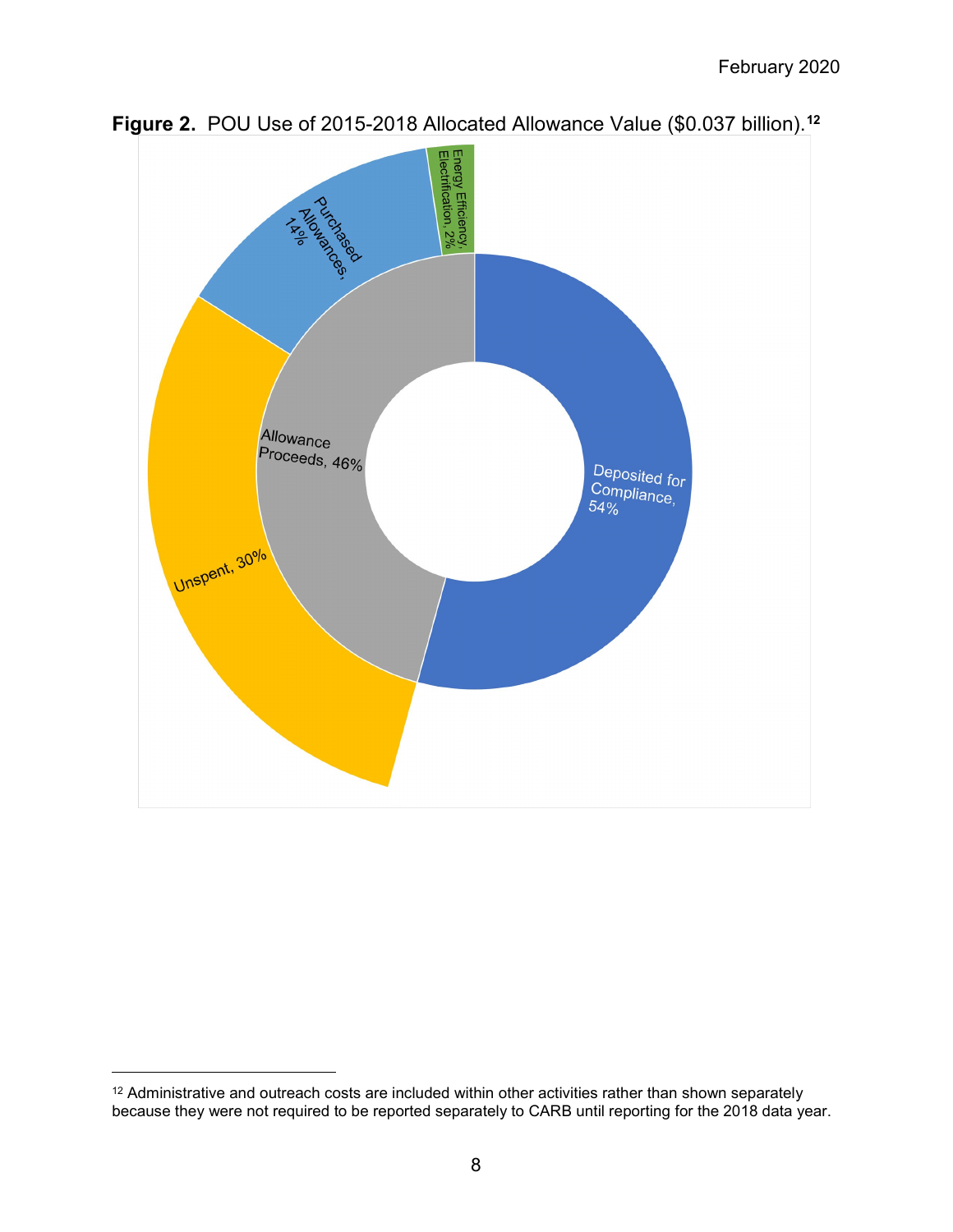**Figure 2.** POU Use of 2015-2018 Allocated Allowance Value ($0.037 billion).[12]

Energy Efficiency, Electrification, 2%

Purchased Allowances, 14%

Allowance Proceeds, 46%

Deposited for Compliance, 54%

Unspent, 30%

[12] Administrative and outreach costs are included within other activities rather than shown separately because they were not required to be reported separately to CARB until reporting for the 2018 data year.